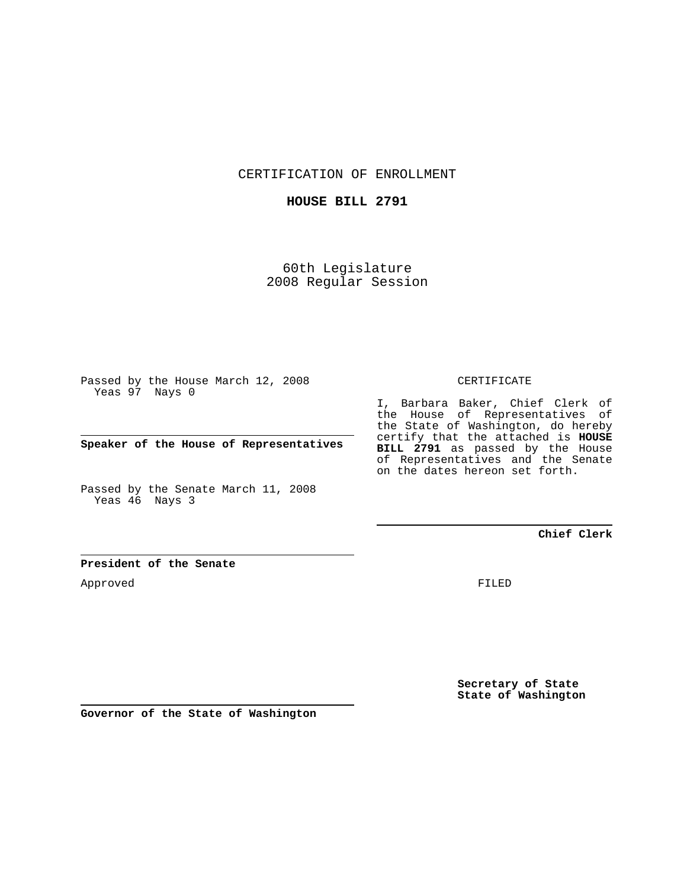CERTIFICATION OF ENROLLMENT

**HOUSE BILL 2791**

60th Legislature
2008 Regular Session

Passed by the House March 12, 2008
Yeas 97 Nays 0

**Speaker of the House of Representatives**

Passed by the Senate March 11, 2008
Yeas 46 Nays 3

**President of the Senate**

Approved

**Governor of the State of Washington**

CERTIFICATE

I, Barbara Baker, Chief Clerk of the House of Representatives of the State of Washington, do hereby certify that the attached is **HOUSE BILL 2791** as passed by the House of Representatives and the Senate on the dates hereon set forth.

**Chief Clerk**

FILED

**Secretary of State**
**State of Washington**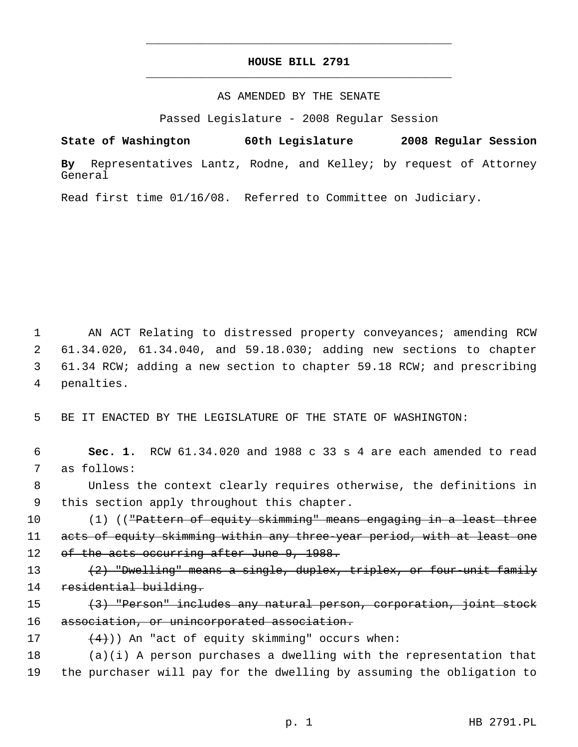# HOUSE BILL 2791

AS AMENDED BY THE SENATE

Passed Legislature - 2008 Regular Session

**State of Washington 60th Legislature 2008 Regular Session**

**By** Representatives Lantz, Rodne, and Kelley; by request of Attorney General

Read first time 01/16/08. Referred to Committee on Judiciary.

AN ACT Relating to distressed property conveyances; amending RCW 61.34.020, 61.34.040, and 59.18.030; adding new sections to chapter 61.34 RCW; adding a new section to chapter 59.18 RCW; and prescribing penalties.

BE IT ENACTED BY THE LEGISLATURE OF THE STATE OF WASHINGTON:

**Sec. 1.** RCW 61.34.020 and 1988 c 33 s 4 are each amended to read as follows:

Unless the context clearly requires otherwise, the definitions in this section apply throughout this chapter.

(1) ((~~"Pattern of equity skimming" means engaging in a least three acts of equity skimming within any three-year period, with at least one of the acts occurring after June 9, 1988.~~

~~(2) "Dwelling" means a single, duplex, triplex, or four-unit family residential building.~~

~~(3) "Person" includes any natural person, corporation, joint stock association, or unincorporated association.~~

~~(4)~~)) An "act of equity skimming" occurs when:

(a)(i) A person purchases a dwelling with the representation that the purchaser will pay for the dwelling by assuming the obligation to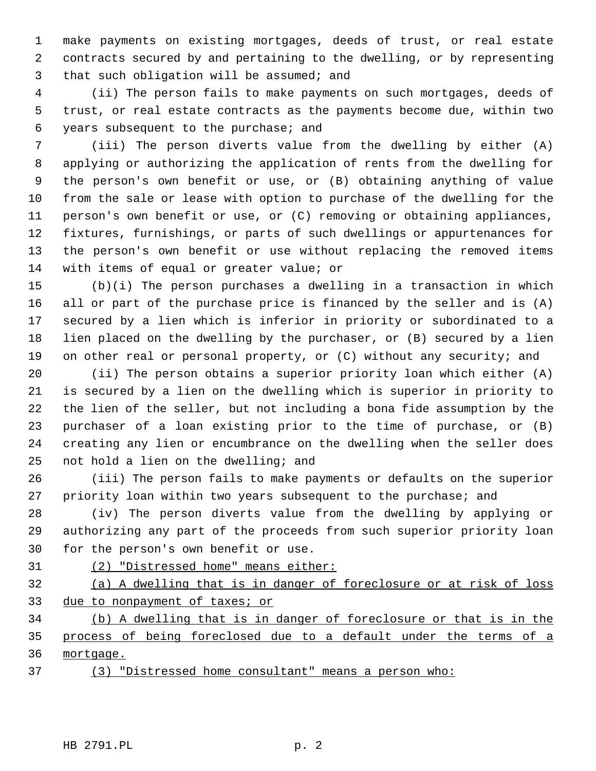make payments on existing mortgages, deeds of trust, or real estate contracts secured by and pertaining to the dwelling, or by representing that such obligation will be assumed; and

(ii) The person fails to make payments on such mortgages, deeds of trust, or real estate contracts as the payments become due, within two years subsequent to the purchase; and

(iii) The person diverts value from the dwelling by either (A) applying or authorizing the application of rents from the dwelling for the person's own benefit or use, or (B) obtaining anything of value from the sale or lease with option to purchase of the dwelling for the person's own benefit or use, or (C) removing or obtaining appliances, fixtures, furnishings, or parts of such dwellings or appurtenances for the person's own benefit or use without replacing the removed items with items of equal or greater value; or

(b)(i) The person purchases a dwelling in a transaction in which all or part of the purchase price is financed by the seller and is (A) secured by a lien which is inferior in priority or subordinated to a lien placed on the dwelling by the purchaser, or (B) secured by a lien on other real or personal property, or (C) without any security; and

(ii) The person obtains a superior priority loan which either (A) is secured by a lien on the dwelling which is superior in priority to the lien of the seller, but not including a bona fide assumption by the purchaser of a loan existing prior to the time of purchase, or (B) creating any lien or encumbrance on the dwelling when the seller does not hold a lien on the dwelling; and

(iii) The person fails to make payments or defaults on the superior priority loan within two years subsequent to the purchase; and

(iv) The person diverts value from the dwelling by applying or authorizing any part of the proceeds from such superior priority loan for the person's own benefit or use.

<u>(2) "Distressed home" means either:</u>

<u>(a) A dwelling that is in danger of foreclosure or at risk of loss due to nonpayment of taxes; or</u>

<u>(b) A dwelling that is in danger of foreclosure or that is in the process of being foreclosed due to a default under the terms of a mortgage.</u>

<u>(3) "Distressed home consultant" means a person who:</u>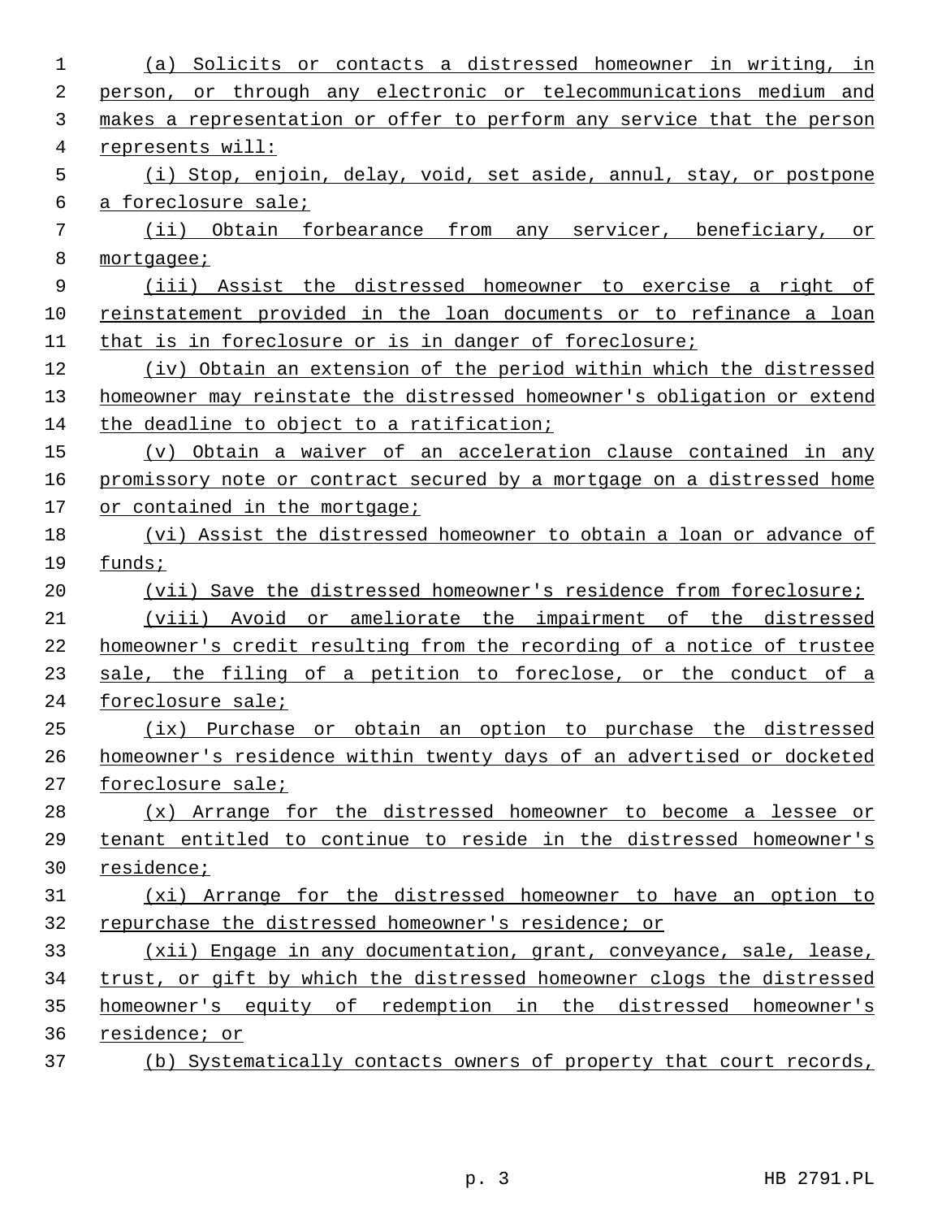(a) Solicits or contacts a distressed homeowner in writing, in person, or through any electronic or telecommunications medium and makes a representation or offer to perform any service that the person represents will:

(i) Stop, enjoin, delay, void, set aside, annul, stay, or postpone a foreclosure sale;

(ii) Obtain forbearance from any servicer, beneficiary, or mortgagee;

(iii) Assist the distressed homeowner to exercise a right of reinstatement provided in the loan documents or to refinance a loan that is in foreclosure or is in danger of foreclosure;

(iv) Obtain an extension of the period within which the distressed homeowner may reinstate the distressed homeowner's obligation or extend the deadline to object to a ratification;

(v) Obtain a waiver of an acceleration clause contained in any promissory note or contract secured by a mortgage on a distressed home or contained in the mortgage;

(vi) Assist the distressed homeowner to obtain a loan or advance of funds;

(vii) Save the distressed homeowner's residence from foreclosure;

(viii) Avoid or ameliorate the impairment of the distressed homeowner's credit resulting from the recording of a notice of trustee sale, the filing of a petition to foreclose, or the conduct of a foreclosure sale;

(ix) Purchase or obtain an option to purchase the distressed homeowner's residence within twenty days of an advertised or docketed foreclosure sale;

(x) Arrange for the distressed homeowner to become a lessee or tenant entitled to continue to reside in the distressed homeowner's residence;

(xi) Arrange for the distressed homeowner to have an option to repurchase the distressed homeowner's residence; or

(xii) Engage in any documentation, grant, conveyance, sale, lease, trust, or gift by which the distressed homeowner clogs the distressed homeowner's equity of redemption in the distressed homeowner's residence; or

(b) Systematically contacts owners of property that court records,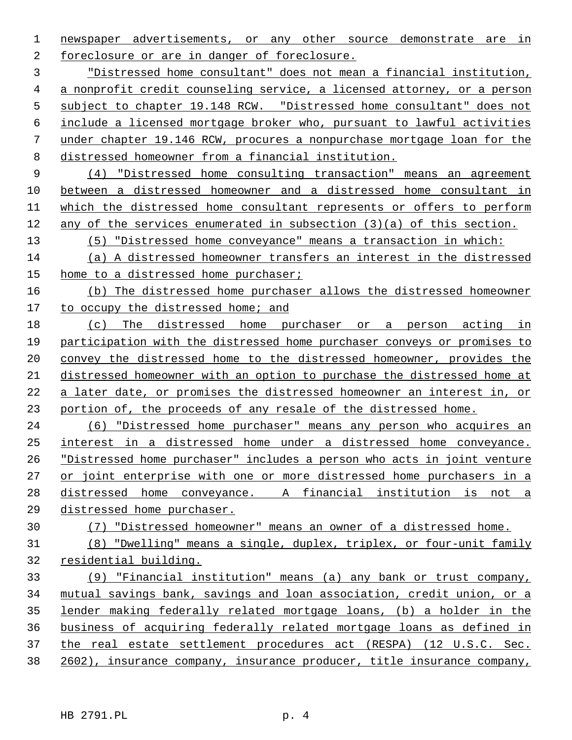newspaper advertisements, or any other source demonstrate are in foreclosure or are in danger of foreclosure.

"Distressed home consultant" does not mean a financial institution, a nonprofit credit counseling service, a licensed attorney, or a person subject to chapter 19.148 RCW. "Distressed home consultant" does not include a licensed mortgage broker who, pursuant to lawful activities under chapter 19.146 RCW, procures a nonpurchase mortgage loan for the distressed homeowner from a financial institution.

(4) "Distressed home consulting transaction" means an agreement between a distressed homeowner and a distressed home consultant in which the distressed home consultant represents or offers to perform any of the services enumerated in subsection (3)(a) of this section.

(5) "Distressed home conveyance" means a transaction in which:

(a) A distressed homeowner transfers an interest in the distressed home to a distressed home purchaser;

(b) The distressed home purchaser allows the distressed homeowner to occupy the distressed home; and

(c) The distressed home purchaser or a person acting in participation with the distressed home purchaser conveys or promises to convey the distressed home to the distressed homeowner, provides the distressed homeowner with an option to purchase the distressed home at a later date, or promises the distressed homeowner an interest in, or portion of, the proceeds of any resale of the distressed home.

(6) "Distressed home purchaser" means any person who acquires an interest in a distressed home under a distressed home conveyance. "Distressed home purchaser" includes a person who acts in joint venture or joint enterprise with one or more distressed home purchasers in a distressed home conveyance. A financial institution is not a distressed home purchaser.

(7) "Distressed homeowner" means an owner of a distressed home.

(8) "Dwelling" means a single, duplex, triplex, or four-unit family residential building.

(9) "Financial institution" means (a) any bank or trust company, mutual savings bank, savings and loan association, credit union, or a lender making federally related mortgage loans, (b) a holder in the business of acquiring federally related mortgage loans as defined in the real estate settlement procedures act (RESPA) (12 U.S.C. Sec. 2602), insurance company, insurance producer, title insurance company,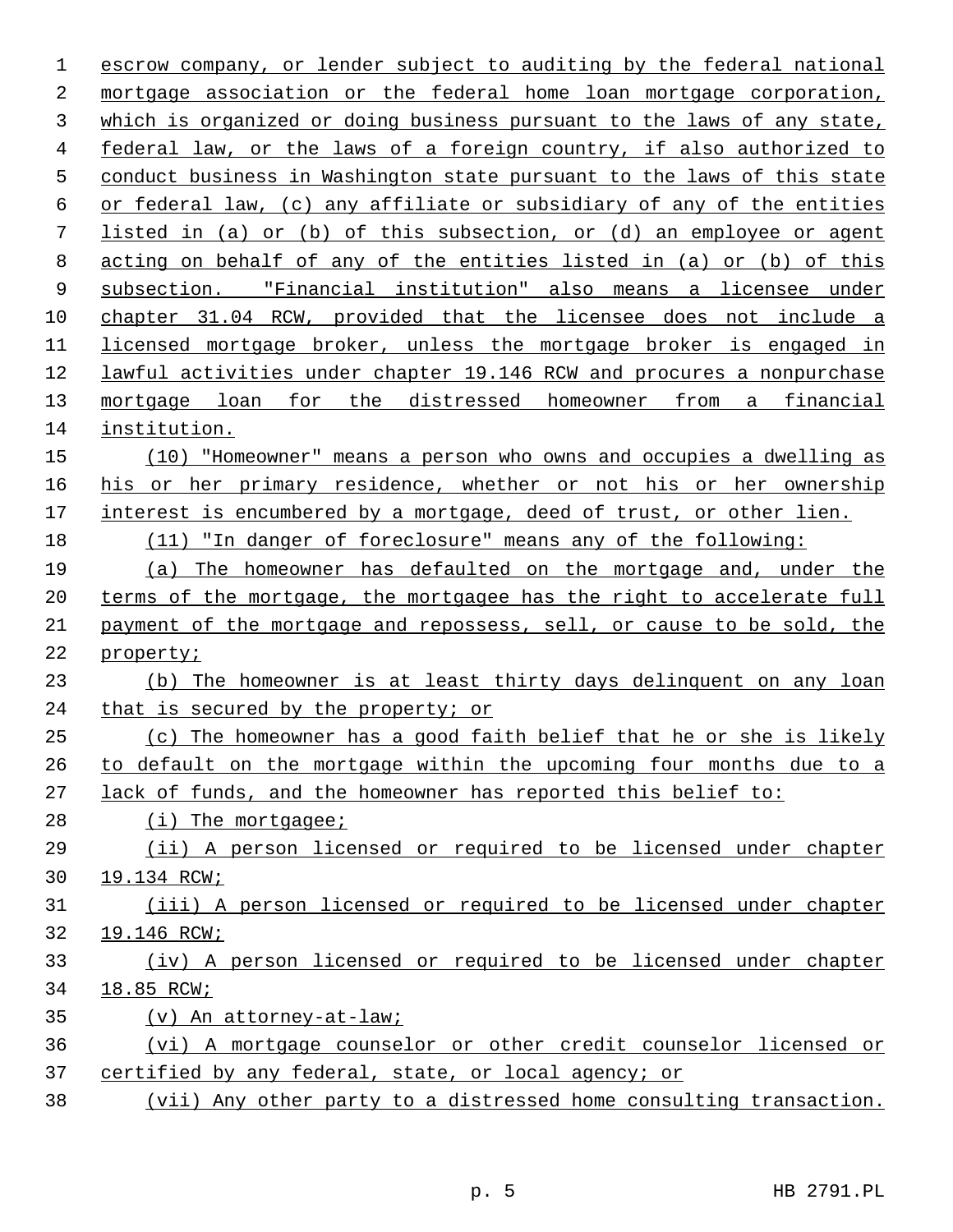escrow company, or lender subject to auditing by the federal national mortgage association or the federal home loan mortgage corporation, which is organized or doing business pursuant to the laws of any state, federal law, or the laws of a foreign country, if also authorized to conduct business in Washington state pursuant to the laws of this state or federal law, (c) any affiliate or subsidiary of any of the entities listed in (a) or (b) of this subsection, or (d) an employee or agent acting on behalf of any of the entities listed in (a) or (b) of this subsection. "Financial institution" also means a licensee under chapter 31.04 RCW, provided that the licensee does not include a licensed mortgage broker, unless the mortgage broker is engaged in lawful activities under chapter 19.146 RCW and procures a nonpurchase mortgage loan for the distressed homeowner from a financial institution.

(10) "Homeowner" means a person who owns and occupies a dwelling as his or her primary residence, whether or not his or her ownership interest is encumbered by a mortgage, deed of trust, or other lien.

(11) "In danger of foreclosure" means any of the following:

(a) The homeowner has defaulted on the mortgage and, under the terms of the mortgage, the mortgagee has the right to accelerate full payment of the mortgage and repossess, sell, or cause to be sold, the property;

(b) The homeowner is at least thirty days delinquent on any loan that is secured by the property; or

(c) The homeowner has a good faith belief that he or she is likely to default on the mortgage within the upcoming four months due to a lack of funds, and the homeowner has reported this belief to:

(i) The mortgagee;

(ii) A person licensed or required to be licensed under chapter 19.134 RCW;

(iii) A person licensed or required to be licensed under chapter 19.146 RCW;

(iv) A person licensed or required to be licensed under chapter 18.85 RCW;

(v) An attorney-at-law;

(vi) A mortgage counselor or other credit counselor licensed or certified by any federal, state, or local agency; or

(vii) Any other party to a distressed home consulting transaction.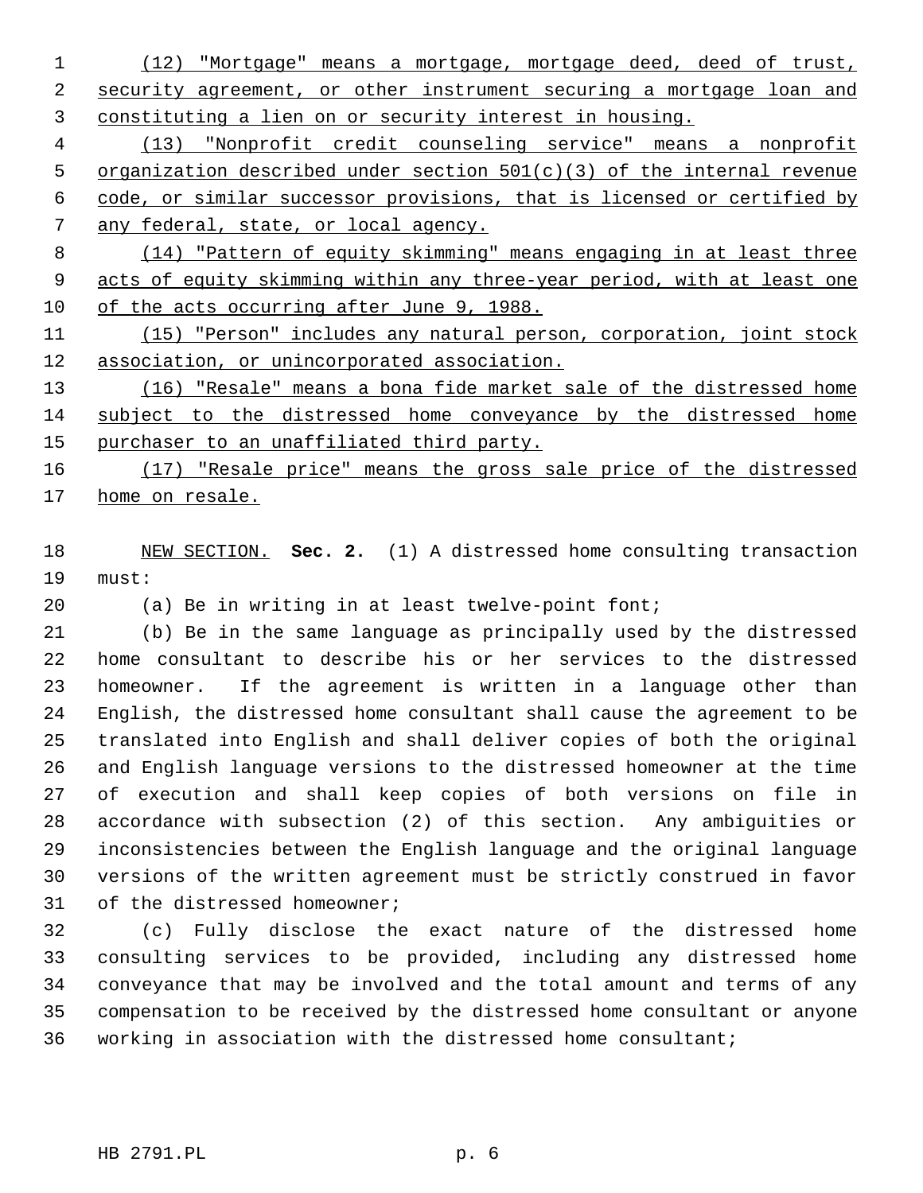(12) "Mortgage" means a mortgage, mortgage deed, deed of trust, security agreement, or other instrument securing a mortgage loan and constituting a lien on or security interest in housing.

(13) "Nonprofit credit counseling service" means a nonprofit organization described under section 501(c)(3) of the internal revenue code, or similar successor provisions, that is licensed or certified by any federal, state, or local agency.

(14) "Pattern of equity skimming" means engaging in at least three acts of equity skimming within any three-year period, with at least one of the acts occurring after June 9, 1988.

(15) "Person" includes any natural person, corporation, joint stock association, or unincorporated association.

(16) "Resale" means a bona fide market sale of the distressed home subject to the distressed home conveyance by the distressed home purchaser to an unaffiliated third party.

(17) "Resale price" means the gross sale price of the distressed home on resale.

NEW SECTION. **Sec. 2.** (1) A distressed home consulting transaction must:

(a) Be in writing in at least twelve-point font;

(b) Be in the same language as principally used by the distressed home consultant to describe his or her services to the distressed homeowner. If the agreement is written in a language other than English, the distressed home consultant shall cause the agreement to be translated into English and shall deliver copies of both the original and English language versions to the distressed homeowner at the time of execution and shall keep copies of both versions on file in accordance with subsection (2) of this section. Any ambiguities or inconsistencies between the English language and the original language versions of the written agreement must be strictly construed in favor of the distressed homeowner;

(c) Fully disclose the exact nature of the distressed home consulting services to be provided, including any distressed home conveyance that may be involved and the total amount and terms of any compensation to be received by the distressed home consultant or anyone working in association with the distressed home consultant;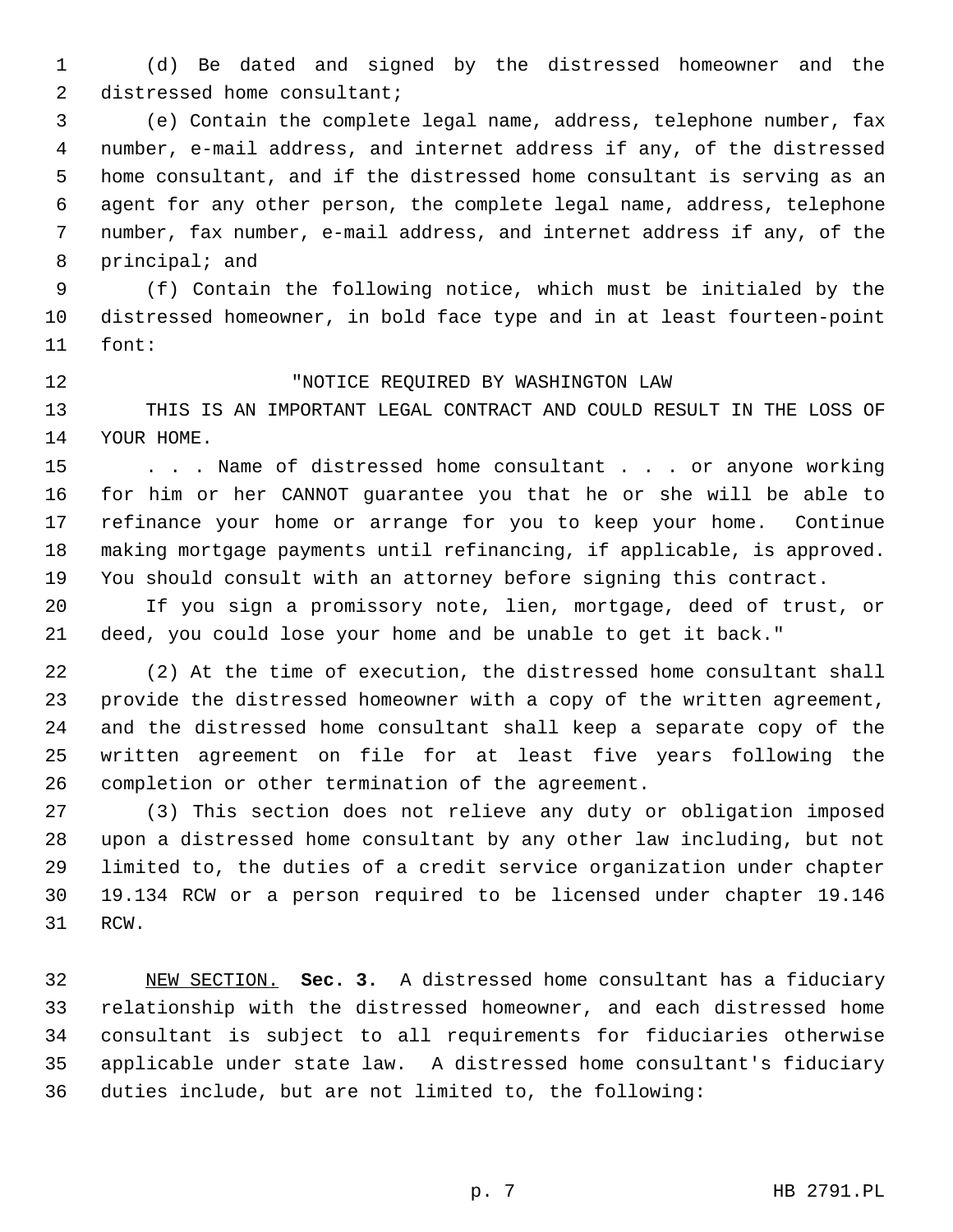(d) Be dated and signed by the distressed homeowner and the distressed home consultant;

(e) Contain the complete legal name, address, telephone number, fax number, e-mail address, and internet address if any, of the distressed home consultant, and if the distressed home consultant is serving as an agent for any other person, the complete legal name, address, telephone number, fax number, e-mail address, and internet address if any, of the principal; and

(f) Contain the following notice, which must be initialed by the distressed homeowner, in bold face type and in at least fourteen-point font:

"NOTICE REQUIRED BY WASHINGTON LAW

THIS IS AN IMPORTANT LEGAL CONTRACT AND COULD RESULT IN THE LOSS OF YOUR HOME.

. . . Name of distressed home consultant . . . or anyone working for him or her CANNOT guarantee you that he or she will be able to refinance your home or arrange for you to keep your home. Continue making mortgage payments until refinancing, if applicable, is approved. You should consult with an attorney before signing this contract.

If you sign a promissory note, lien, mortgage, deed of trust, or deed, you could lose your home and be unable to get it back."

(2) At the time of execution, the distressed home consultant shall provide the distressed homeowner with a copy of the written agreement, and the distressed home consultant shall keep a separate copy of the written agreement on file for at least five years following the completion or other termination of the agreement.

(3) This section does not relieve any duty or obligation imposed upon a distressed home consultant by any other law including, but not limited to, the duties of a credit service organization under chapter 19.134 RCW or a person required to be licensed under chapter 19.146 RCW.

NEW SECTION. **Sec. 3.** A distressed home consultant has a fiduciary relationship with the distressed homeowner, and each distressed home consultant is subject to all requirements for fiduciaries otherwise applicable under state law. A distressed home consultant's fiduciary duties include, but are not limited to, the following: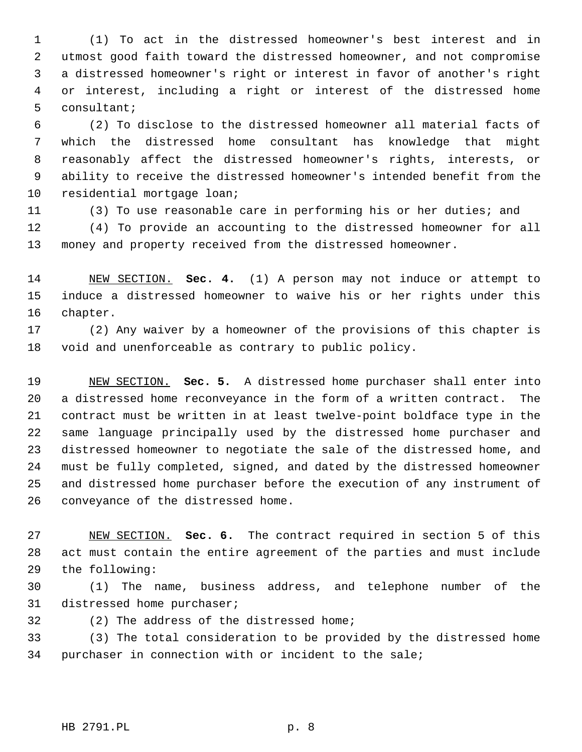(1) To act in the distressed homeowner's best interest and in utmost good faith toward the distressed homeowner, and not compromise a distressed homeowner's right or interest in favor of another's right or interest, including a right or interest of the distressed home consultant;

(2) To disclose to the distressed homeowner all material facts of which the distressed home consultant has knowledge that might reasonably affect the distressed homeowner's rights, interests, or ability to receive the distressed homeowner's intended benefit from the residential mortgage loan;

(3) To use reasonable care in performing his or her duties; and

(4) To provide an accounting to the distressed homeowner for all money and property received from the distressed homeowner.

NEW SECTION. **Sec. 4.** (1) A person may not induce or attempt to induce a distressed homeowner to waive his or her rights under this chapter.

(2) Any waiver by a homeowner of the provisions of this chapter is void and unenforceable as contrary to public policy.

NEW SECTION. **Sec. 5.** A distressed home purchaser shall enter into a distressed home reconveyance in the form of a written contract. The contract must be written in at least twelve-point boldface type in the same language principally used by the distressed home purchaser and distressed homeowner to negotiate the sale of the distressed home, and must be fully completed, signed, and dated by the distressed homeowner and distressed home purchaser before the execution of any instrument of conveyance of the distressed home.

NEW SECTION. **Sec. 6.** The contract required in section 5 of this act must contain the entire agreement of the parties and must include the following:

(1) The name, business address, and telephone number of the distressed home purchaser;

(2) The address of the distressed home;

(3) The total consideration to be provided by the distressed home purchaser in connection with or incident to the sale;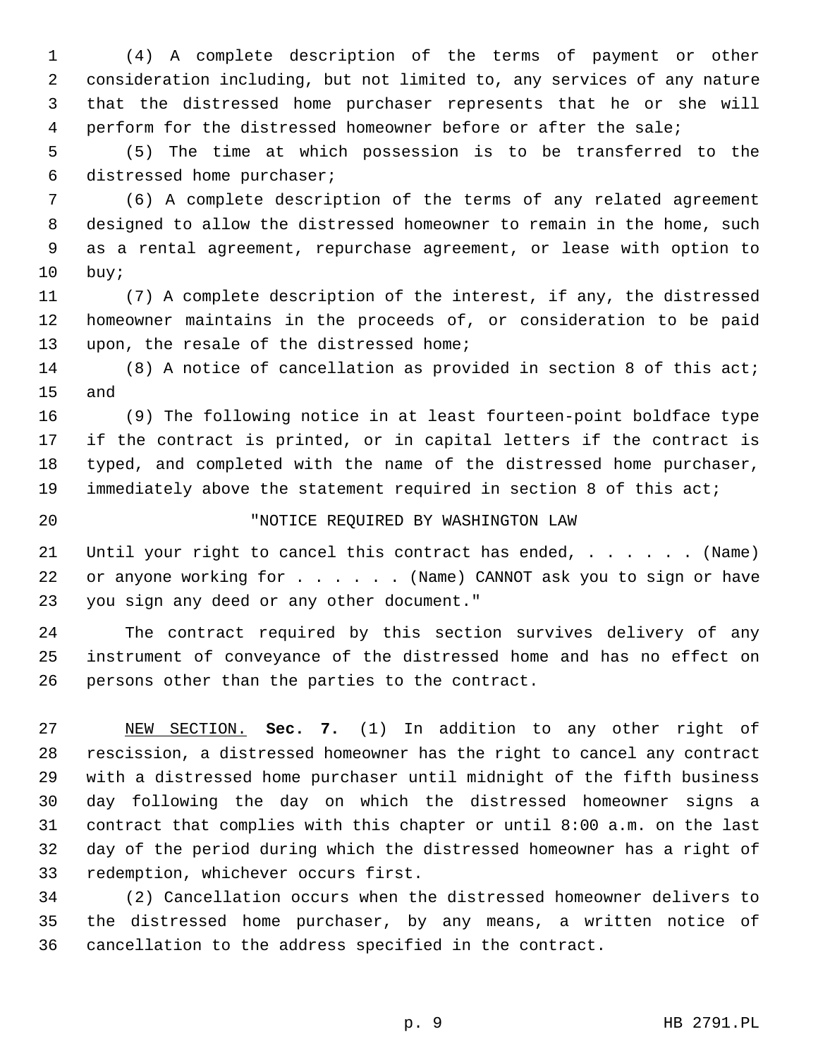(4) A complete description of the terms of payment or other consideration including, but not limited to, any services of any nature that the distressed home purchaser represents that he or she will perform for the distressed homeowner before or after the sale;

(5) The time at which possession is to be transferred to the distressed home purchaser;

(6) A complete description of the terms of any related agreement designed to allow the distressed homeowner to remain in the home, such as a rental agreement, repurchase agreement, or lease with option to buy;

(7) A complete description of the interest, if any, the distressed homeowner maintains in the proceeds of, or consideration to be paid upon, the resale of the distressed home;

(8) A notice of cancellation as provided in section 8 of this act; and

(9) The following notice in at least fourteen-point boldface type if the contract is printed, or in capital letters if the contract is typed, and completed with the name of the distressed home purchaser, immediately above the statement required in section 8 of this act;

"NOTICE REQUIRED BY WASHINGTON LAW

Until your right to cancel this contract has ended, . . . . . . (Name) or anyone working for . . . . . . (Name) CANNOT ask you to sign or have you sign any deed or any other document."

The contract required by this section survives delivery of any instrument of conveyance of the distressed home and has no effect on persons other than the parties to the contract.

NEW SECTION. **Sec. 7.** (1) In addition to any other right of rescission, a distressed homeowner has the right to cancel any contract with a distressed home purchaser until midnight of the fifth business day following the day on which the distressed homeowner signs a contract that complies with this chapter or until 8:00 a.m. on the last day of the period during which the distressed homeowner has a right of redemption, whichever occurs first.

(2) Cancellation occurs when the distressed homeowner delivers to the distressed home purchaser, by any means, a written notice of cancellation to the address specified in the contract.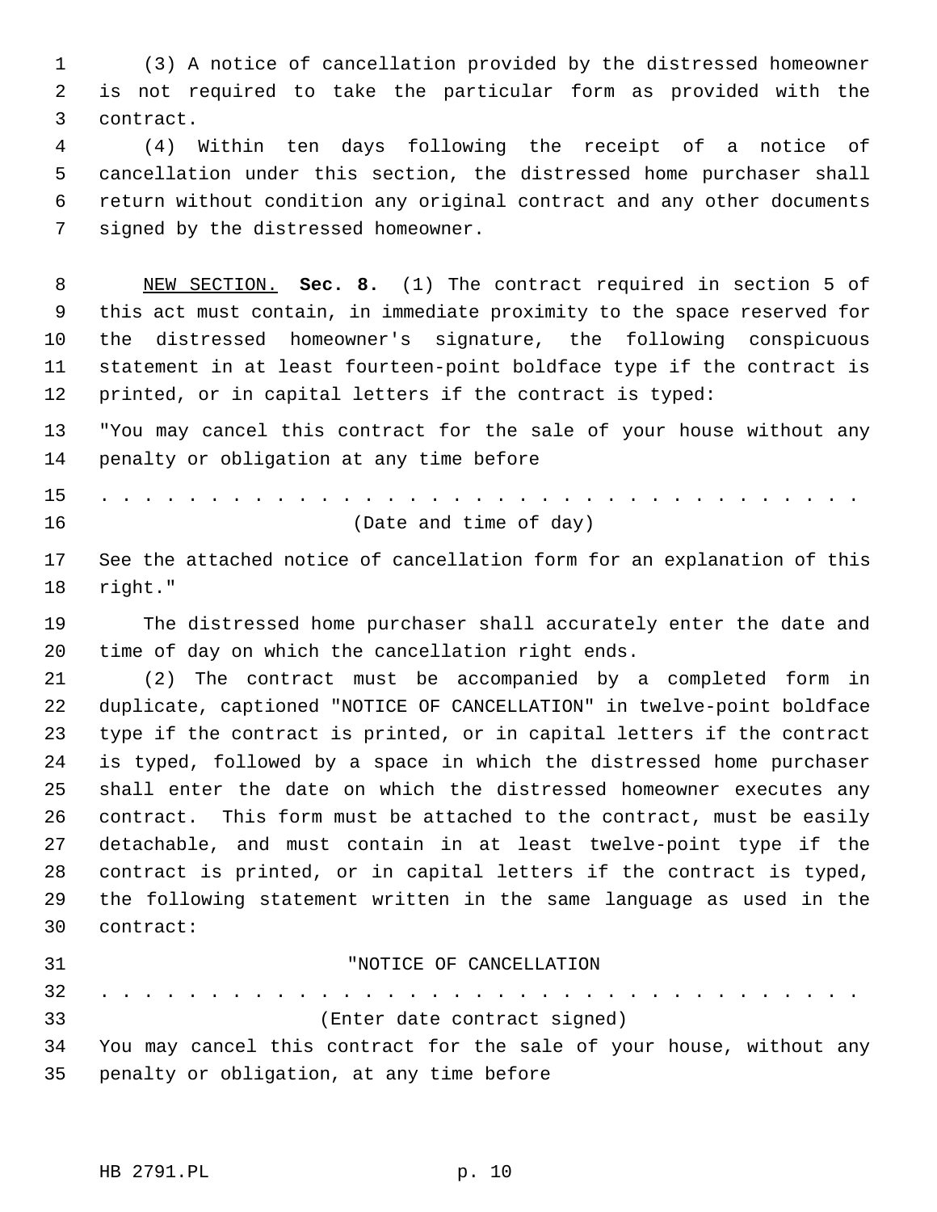(3) A notice of cancellation provided by the distressed homeowner is not required to take the particular form as provided with the contract.

(4) Within ten days following the receipt of a notice of cancellation under this section, the distressed home purchaser shall return without condition any original contract and any other documents signed by the distressed homeowner.

<u>NEW SECTION.</u> **Sec. 8.** (1) The contract required in section 5 of this act must contain, in immediate proximity to the space reserved for the distressed homeowner's signature, the following conspicuous statement in at least fourteen-point boldface type if the contract is printed, or in capital letters if the contract is typed:

"You may cancel this contract for the sale of your house without any penalty or obligation at any time before

. . . . . . . . . . . . . . . . . . . . . . . . . . . . . . . . . . . . . .

(Date and time of day)

See the attached notice of cancellation form for an explanation of this right."

The distressed home purchaser shall accurately enter the date and time of day on which the cancellation right ends.

(2) The contract must be accompanied by a completed form in duplicate, captioned "NOTICE OF CANCELLATION" in twelve-point boldface type if the contract is printed, or in capital letters if the contract is typed, followed by a space in which the distressed home purchaser shall enter the date on which the distressed homeowner executes any contract. This form must be attached to the contract, must be easily detachable, and must contain in at least twelve-point type if the contract is printed, or in capital letters if the contract is typed, the following statement written in the same language as used in the contract:

"NOTICE OF CANCELLATION

. . . . . . . . . . . . . . . . . . . . . . . . . . . . . . . . . . . . . .

(Enter date contract signed)

You may cancel this contract for the sale of your house, without any penalty or obligation, at any time before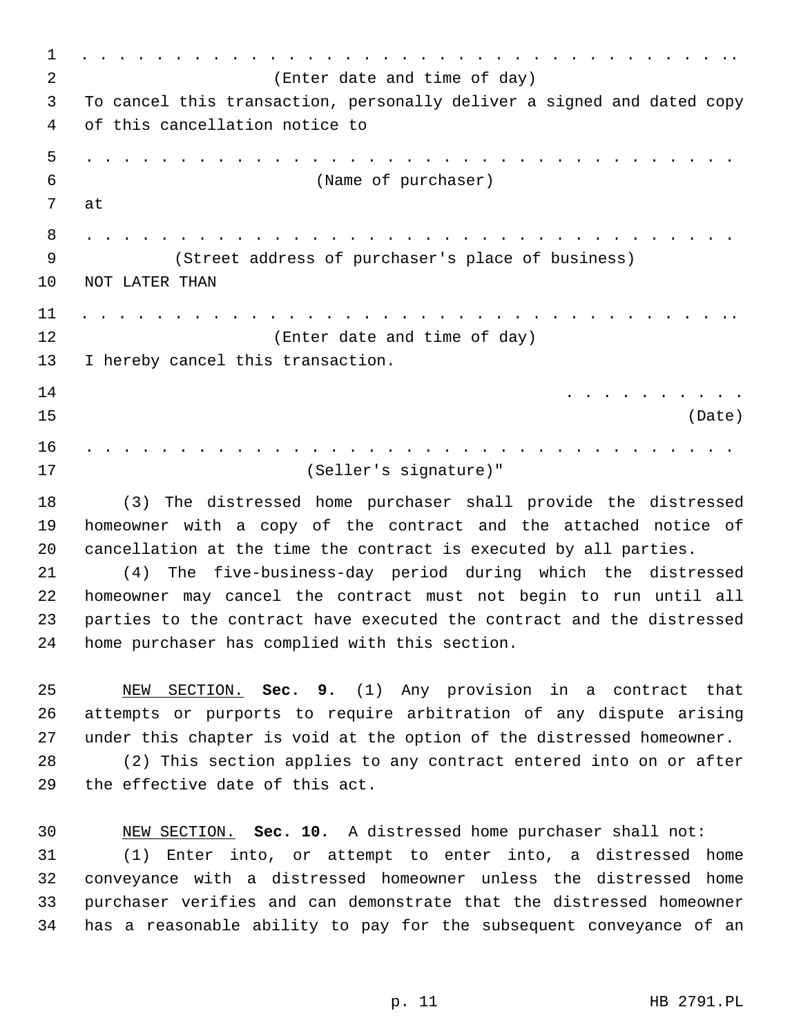. . . . . . . . . . . . . . . . . . . . . . . . . . . . . . . . . . . . . . .

(Enter date and time of day)

To cancel this transaction, personally deliver a signed and dated copy of this cancellation notice to

. . . . . . . . . . . . . . . . . . . . . . . . . . . . . . . . . . . . . . .

(Name of purchaser)

at

. . . . . . . . . . . . . . . . . . . . . . . . . . . . . . . . . . . . . . .

(Street address of purchaser's place of business)

NOT LATER THAN

. . . . . . . . . . . . . . . . . . . . . . . . . . . . . . . . . . . . . . .

(Enter date and time of day)

I hereby cancel this transaction.

. . . . . . . . . . .

(Date)

. . . . . . . . . . . . . . . . . . . . . . . . . . . . . . . . . . . . . . .

(Seller's signature)"

(3) The distressed home purchaser shall provide the distressed homeowner with a copy of the contract and the attached notice of cancellation at the time the contract is executed by all parties.

(4) The five-business-day period during which the distressed homeowner may cancel the contract must not begin to run until all parties to the contract have executed the contract and the distressed home purchaser has complied with this section.

NEW SECTION. **Sec. 9.** (1) Any provision in a contract that attempts or purports to require arbitration of any dispute arising under this chapter is void at the option of the distressed homeowner.

(2) This section applies to any contract entered into on or after the effective date of this act.

NEW SECTION. **Sec. 10.** A distressed home purchaser shall not:

(1) Enter into, or attempt to enter into, a distressed home conveyance with a distressed homeowner unless the distressed home purchaser verifies and can demonstrate that the distressed homeowner has a reasonable ability to pay for the subsequent conveyance of an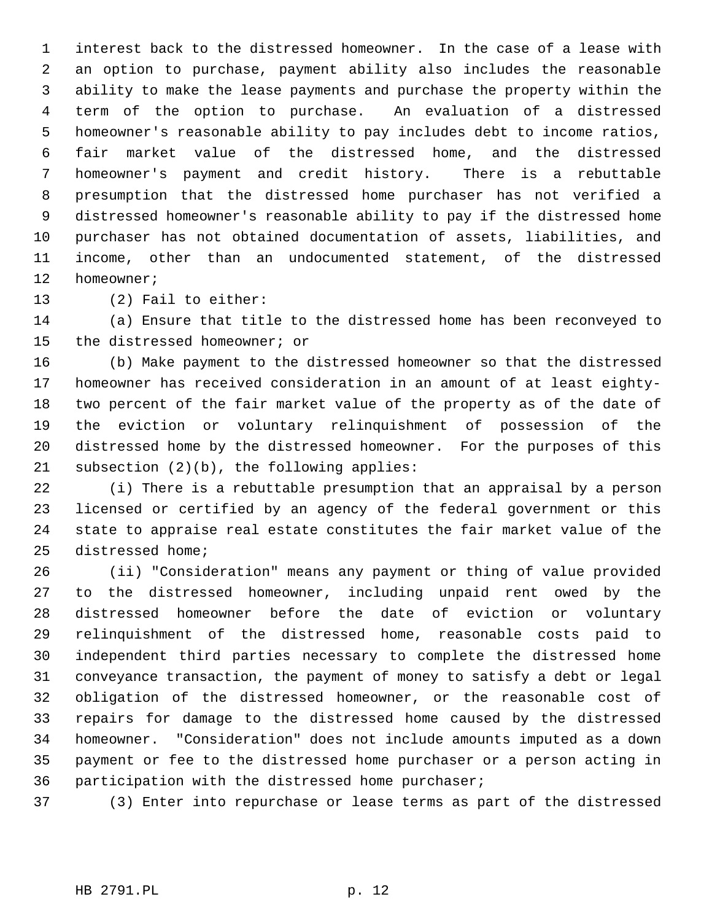interest back to the distressed homeowner. In the case of a lease with an option to purchase, payment ability also includes the reasonable ability to make the lease payments and purchase the property within the term of the option to purchase. An evaluation of a distressed homeowner's reasonable ability to pay includes debt to income ratios, fair market value of the distressed home, and the distressed homeowner's payment and credit history. There is a rebuttable presumption that the distressed home purchaser has not verified a distressed homeowner's reasonable ability to pay if the distressed home purchaser has not obtained documentation of assets, liabilities, and income, other than an undocumented statement, of the distressed homeowner;

(2) Fail to either:

(a) Ensure that title to the distressed home has been reconveyed to the distressed homeowner; or

(b) Make payment to the distressed homeowner so that the distressed homeowner has received consideration in an amount of at least eighty-two percent of the fair market value of the property as of the date of the eviction or voluntary relinquishment of possession of the distressed home by the distressed homeowner. For the purposes of this subsection (2)(b), the following applies:

(i) There is a rebuttable presumption that an appraisal by a person licensed or certified by an agency of the federal government or this state to appraise real estate constitutes the fair market value of the distressed home;

(ii) "Consideration" means any payment or thing of value provided to the distressed homeowner, including unpaid rent owed by the distressed homeowner before the date of eviction or voluntary relinquishment of the distressed home, reasonable costs paid to independent third parties necessary to complete the distressed home conveyance transaction, the payment of money to satisfy a debt or legal obligation of the distressed homeowner, or the reasonable cost of repairs for damage to the distressed home caused by the distressed homeowner. "Consideration" does not include amounts imputed as a down payment or fee to the distressed home purchaser or a person acting in participation with the distressed home purchaser;

(3) Enter into repurchase or lease terms as part of the distressed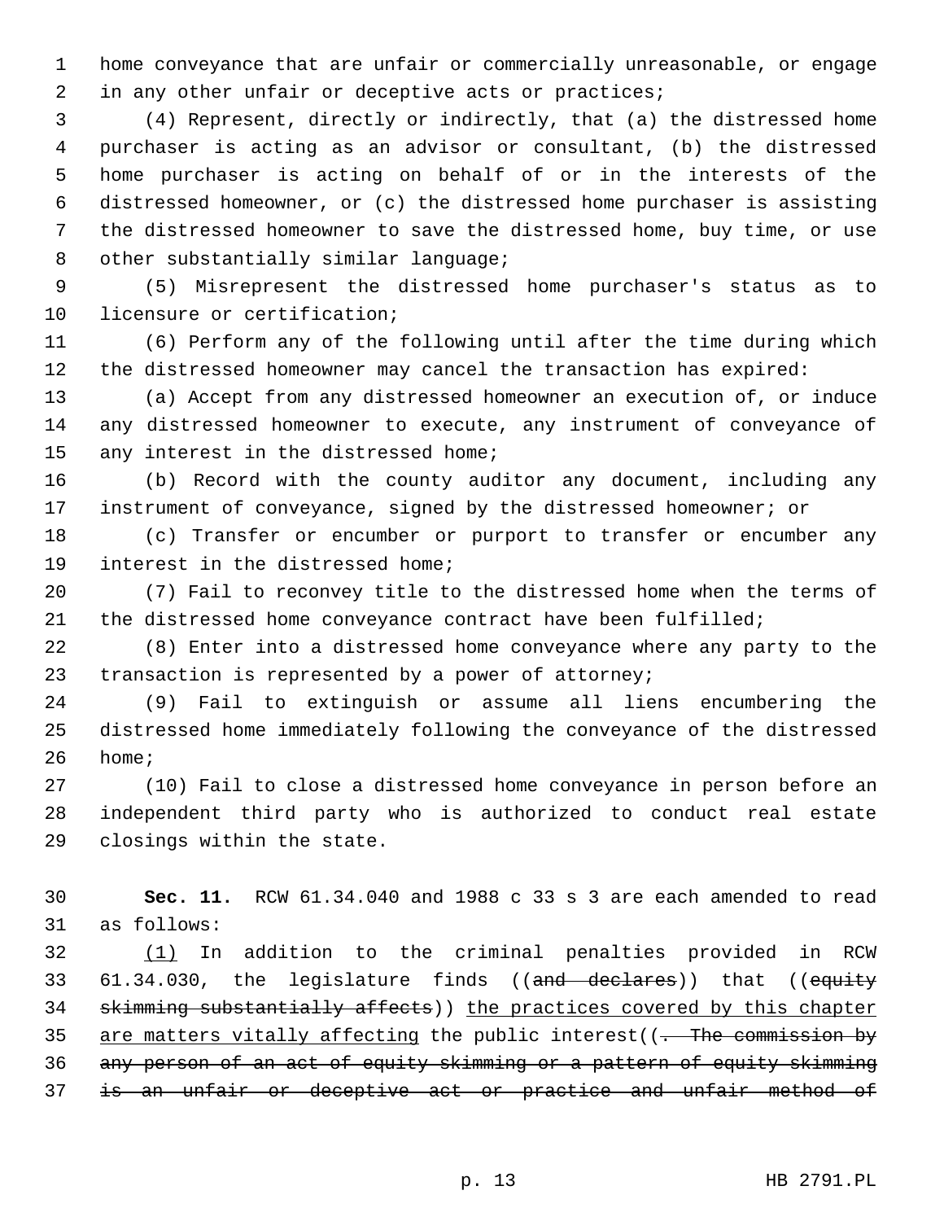home conveyance that are unfair or commercially unreasonable, or engage in any other unfair or deceptive acts or practices;

(4) Represent, directly or indirectly, that (a) the distressed home purchaser is acting as an advisor or consultant, (b) the distressed home purchaser is acting on behalf of or in the interests of the distressed homeowner, or (c) the distressed home purchaser is assisting the distressed homeowner to save the distressed home, buy time, or use other substantially similar language;

(5) Misrepresent the distressed home purchaser's status as to licensure or certification;

(6) Perform any of the following until after the time during which the distressed homeowner may cancel the transaction has expired:

(a) Accept from any distressed homeowner an execution of, or induce any distressed homeowner to execute, any instrument of conveyance of any interest in the distressed home;

(b) Record with the county auditor any document, including any instrument of conveyance, signed by the distressed homeowner; or

(c) Transfer or encumber or purport to transfer or encumber any interest in the distressed home;

(7) Fail to reconvey title to the distressed home when the terms of the distressed home conveyance contract have been fulfilled;

(8) Enter into a distressed home conveyance where any party to the transaction is represented by a power of attorney;

(9) Fail to extinguish or assume all liens encumbering the distressed home immediately following the conveyance of the distressed home;

(10) Fail to close a distressed home conveyance in person before an independent third party who is authorized to conduct real estate closings within the state.

**Sec. 11.** RCW 61.34.040 and 1988 c 33 s 3 are each amended to read as follows:

<u>(1)</u> In addition to the criminal penalties provided in RCW 61.34.030, the legislature finds ((~~and declares~~)) that ((~~equity skimming substantially affects~~)) <u>the practices covered by this chapter are matters vitally affecting</u> the public interest((~~. The commission by any person of an act of equity skimming or a pattern of equity skimming is an unfair or deceptive act or practice and unfair method of~~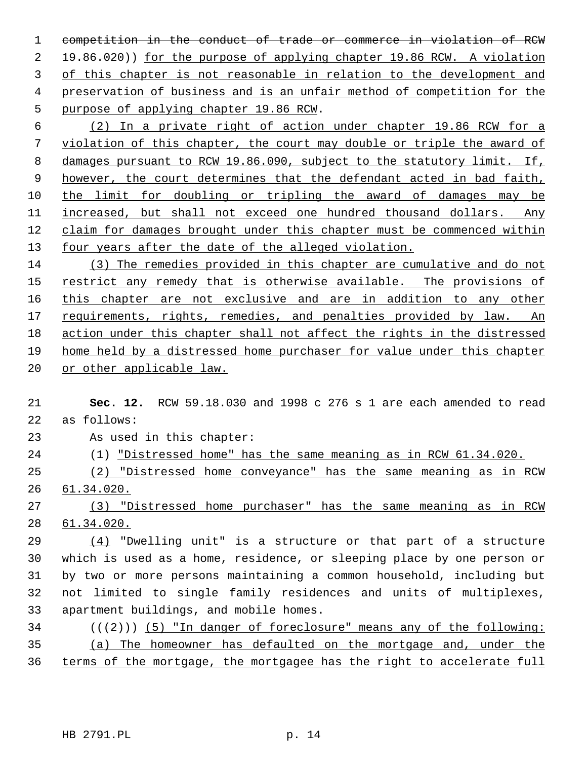~~competition in the conduct of trade or commerce in violation of RCW 19.86.020~~)) <u>for the purpose of applying chapter 19.86 RCW. A violation of this chapter is not reasonable in relation to the development and preservation of business and is an unfair method of competition for the purpose of applying chapter 19.86 RCW</u>.

<u>(2) In a private right of action under chapter 19.86 RCW for a violation of this chapter, the court may double or triple the award of damages pursuant to RCW 19.86.090, subject to the statutory limit. If, however, the court determines that the defendant acted in bad faith, the limit for doubling or tripling the award of damages may be increased, but shall not exceed one hundred thousand dollars. Any claim for damages brought under this chapter must be commenced within four years after the date of the alleged violation.</u>

<u>(3) The remedies provided in this chapter are cumulative and do not restrict any remedy that is otherwise available. The provisions of this chapter are not exclusive and are in addition to any other requirements, rights, remedies, and penalties provided by law. An action under this chapter shall not affect the rights in the distressed home held by a distressed home purchaser for value under this chapter or other applicable law.</u>

**Sec. 12.** RCW 59.18.030 and 1998 c 276 s 1 are each amended to read as follows:

As used in this chapter:

(1) <u>"Distressed home" has the same meaning as in RCW 61.34.020.</u>

<u>(2) "Distressed home conveyance" has the same meaning as in RCW 61.34.020.</u>

<u>(3) "Distressed home purchaser" has the same meaning as in RCW 61.34.020.</u>

<u>(4)</u> "Dwelling unit" is a structure or that part of a structure which is used as a home, residence, or sleeping place by one person or by two or more persons maintaining a common household, including but not limited to single family residences and units of multiplexes, apartment buildings, and mobile homes.

((~~(2)~~)) <u>(5) "In danger of foreclosure" means any of the following:</u>

<u>(a) The homeowner has defaulted on the mortgage and, under the terms of the mortgage, the mortgagee has the right to accelerate full</u>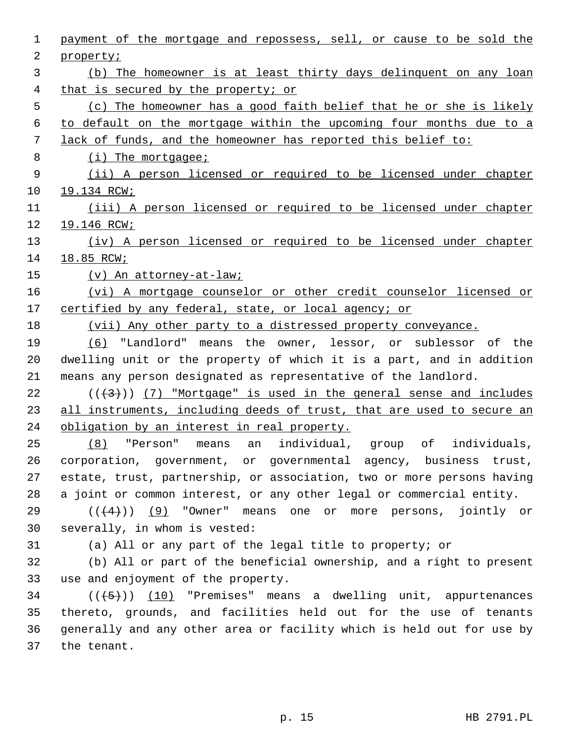payment of the mortgage and repossess, sell, or cause to be sold the property;

(b) The homeowner is at least thirty days delinquent on any loan that is secured by the property; or

(c) The homeowner has a good faith belief that he or she is likely to default on the mortgage within the upcoming four months due to a lack of funds, and the homeowner has reported this belief to:

(i) The mortgagee;

(ii) A person licensed or required to be licensed under chapter 19.134 RCW;

(iii) A person licensed or required to be licensed under chapter 19.146 RCW;

(iv) A person licensed or required to be licensed under chapter 18.85 RCW;

(v) An attorney-at-law;

(vi) A mortgage counselor or other credit counselor licensed or certified by any federal, state, or local agency; or

(vii) Any other party to a distressed property conveyance.

(6) "Landlord" means the owner, lessor, or sublessor of the dwelling unit or the property of which it is a part, and in addition means any person designated as representative of the landlord.

(((3))) (7) "Mortgage" is used in the general sense and includes all instruments, including deeds of trust, that are used to secure an obligation by an interest in real property.

(8) "Person" means an individual, group of individuals, corporation, government, or governmental agency, business trust, estate, trust, partnership, or association, two or more persons having a joint or common interest, or any other legal or commercial entity.

(((4))) (9) "Owner" means one or more persons, jointly or severally, in whom is vested:

(a) All or any part of the legal title to property; or

(b) All or part of the beneficial ownership, and a right to present use and enjoyment of the property.

(((5))) (10) "Premises" means a dwelling unit, appurtenances thereto, grounds, and facilities held out for the use of tenants generally and any other area or facility which is held out for use by the tenant.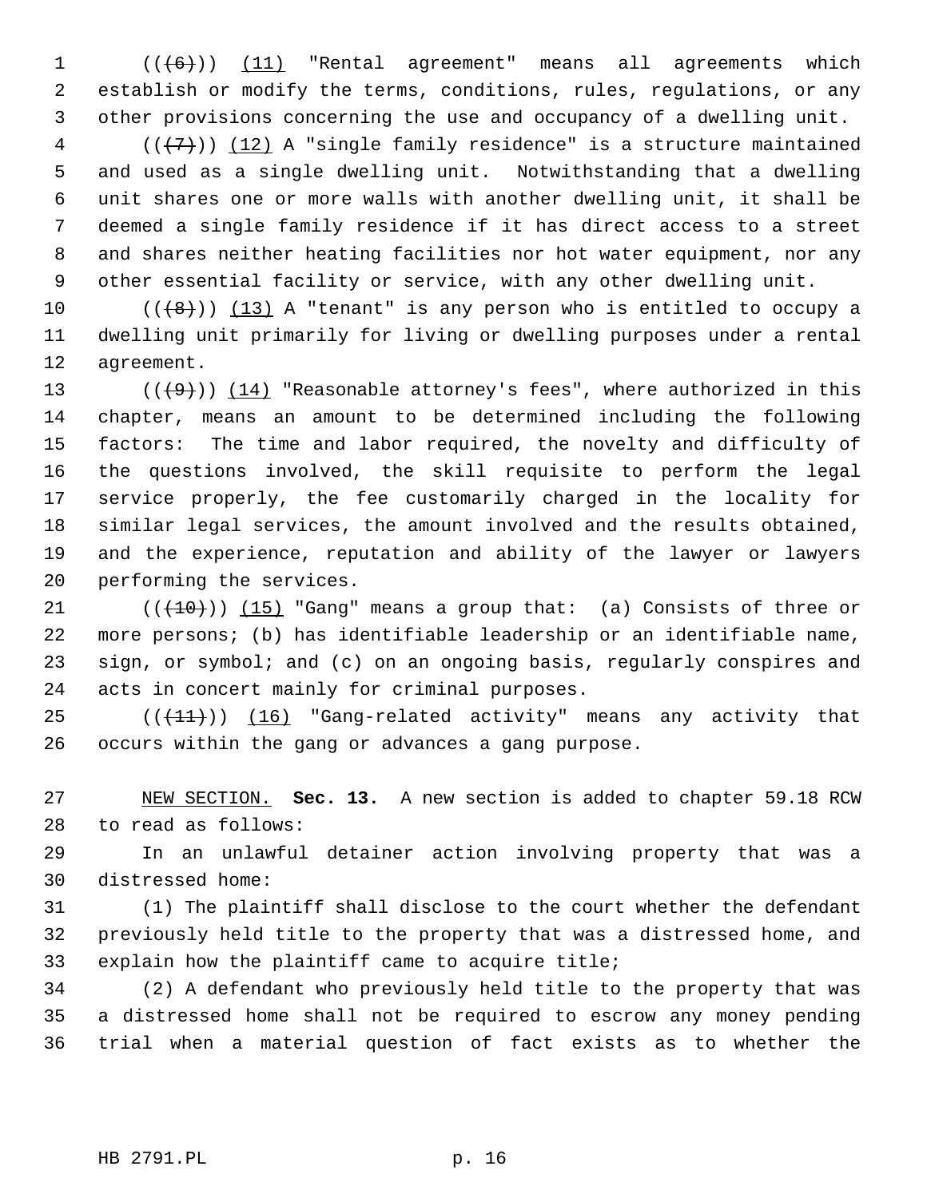(((6))) (11) "Rental agreement" means all agreements which establish or modify the terms, conditions, rules, regulations, or any other provisions concerning the use and occupancy of a dwelling unit.

(((7))) (12) A "single family residence" is a structure maintained and used as a single dwelling unit. Notwithstanding that a dwelling unit shares one or more walls with another dwelling unit, it shall be deemed a single family residence if it has direct access to a street and shares neither heating facilities nor hot water equipment, nor any other essential facility or service, with any other dwelling unit.

(((8))) (13) A "tenant" is any person who is entitled to occupy a dwelling unit primarily for living or dwelling purposes under a rental agreement.

(((9))) (14) "Reasonable attorney's fees", where authorized in this chapter, means an amount to be determined including the following factors: The time and labor required, the novelty and difficulty of the questions involved, the skill requisite to perform the legal service properly, the fee customarily charged in the locality for similar legal services, the amount involved and the results obtained, and the experience, reputation and ability of the lawyer or lawyers performing the services.

(((10))) (15) "Gang" means a group that: (a) Consists of three or more persons; (b) has identifiable leadership or an identifiable name, sign, or symbol; and (c) on an ongoing basis, regularly conspires and acts in concert mainly for criminal purposes.

(((11))) (16) "Gang-related activity" means any activity that occurs within the gang or advances a gang purpose.

NEW SECTION. **Sec. 13.** A new section is added to chapter 59.18 RCW to read as follows:

In an unlawful detainer action involving property that was a distressed home:

(1) The plaintiff shall disclose to the court whether the defendant previously held title to the property that was a distressed home, and explain how the plaintiff came to acquire title;

(2) A defendant who previously held title to the property that was a distressed home shall not be required to escrow any money pending trial when a material question of fact exists as to whether the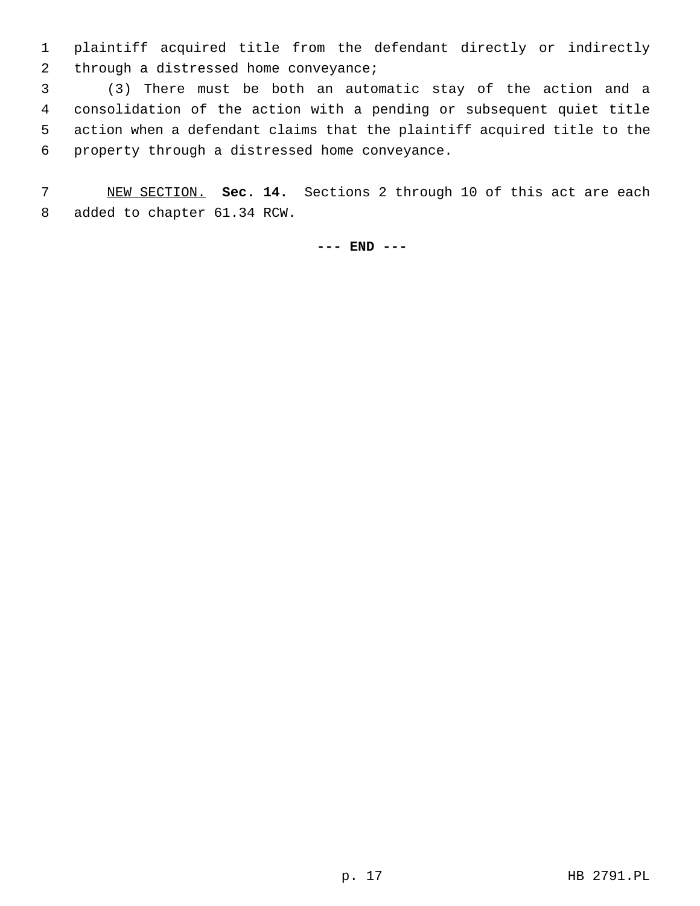plaintiff acquired title from the defendant directly or indirectly through a distressed home conveyance;

(3) There must be both an automatic stay of the action and a consolidation of the action with a pending or subsequent quiet title action when a defendant claims that the plaintiff acquired title to the property through a distressed home conveyance.

NEW SECTION. **Sec. 14.** Sections 2 through 10 of this act are each added to chapter 61.34 RCW.

**--- END ---**